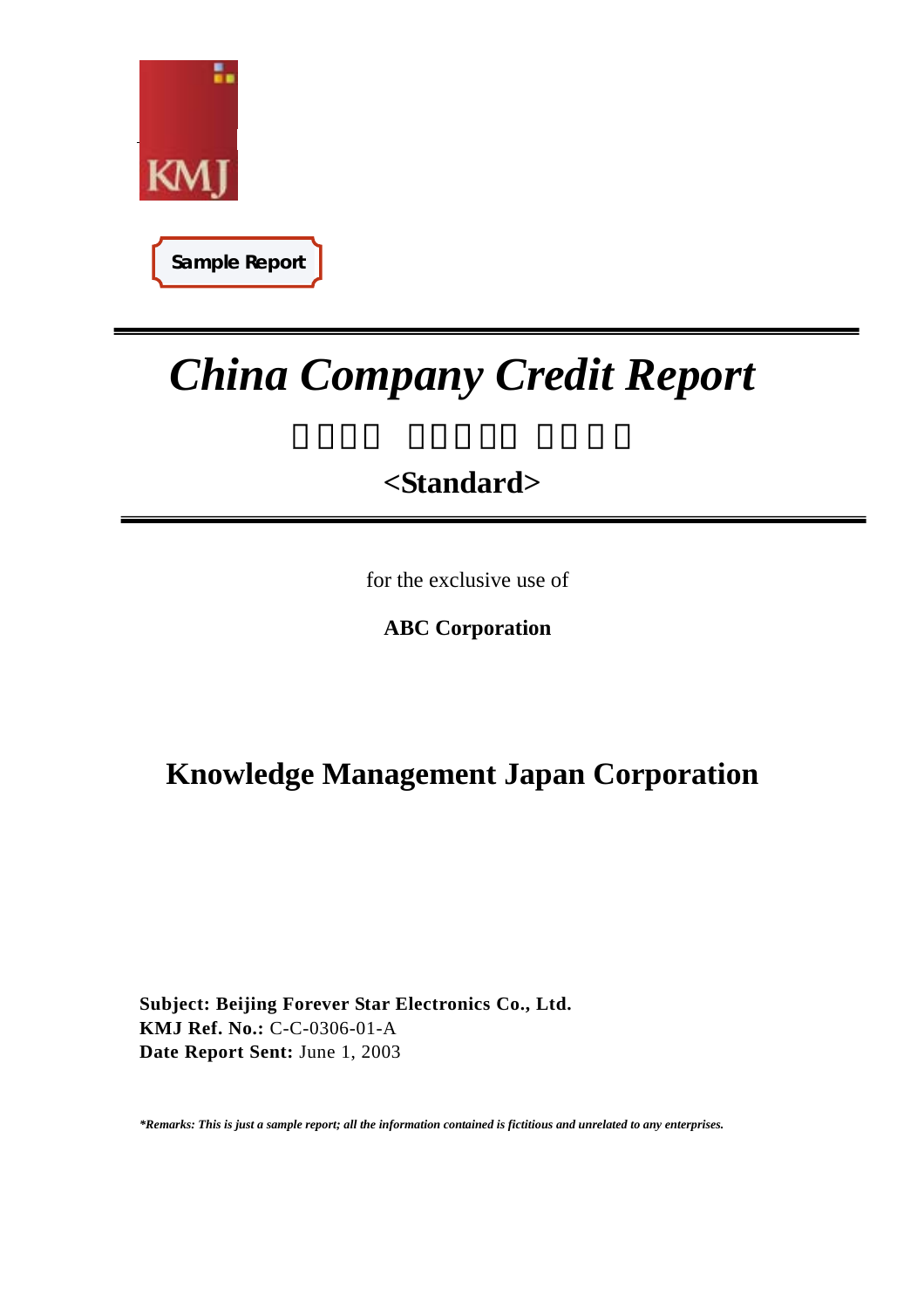KMJ

**Sample Report**

# *China Company Credit Report*

□□□□ □□□□□ □□□□

## <Standard>

for the exclusive use of

**ABC Corporation**

## Knowledge Management Japan Corporation

**Subject: Beijing Forever Star Electronics Co., Ltd.**
**KMJ Ref. No.:** C-C-0306-01-A
**Date Report Sent:** June 1, 2003

***Remarks: This is just a sample report; all the information contained is fictitious and unrelated to any enterprises.***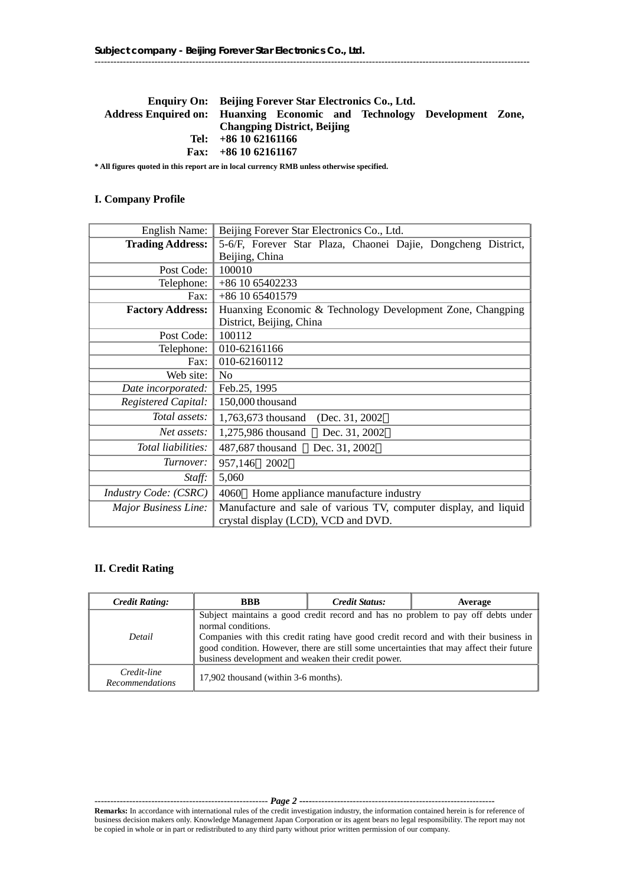| | |
|---|---|
| **Enquiry On:** | **Beijing Forever Star Electronics Co., Ltd.** |
| **Address Enquired on:** | **Huanxing Economic and Technology Development Zone, Changping District, Beijing** |
| **Tel:** | **+86 10 62161166** |
| **Fax:** | **+86 10 62161167** |

**\* All figures quoted in this report are in local currency RMB unless otherwise specified.**

## I. Company Profile

| | |
|---|---|
| English Name: | Beijing Forever Star Electronics Co., Ltd. |
| **Trading Address:** | 5-6/F, Forever Star Plaza, Chaonei Dajie, Dongcheng District, Beijing, China |
| Post Code: | 100010 |
| Telephone: | +86 10 65402233 |
| Fax: | +86 10 65401579 |
| **Factory Address:** | Huanxing Economic & Technology Development Zone, Changping District, Beijing, China |
| Post Code: | 100112 |
| Telephone: | 010-62161166 |
| Fax: | 010-62160112 |
| Web site: | No |
| *Date incorporated:* | Feb.25, 1995 |
| *Registered Capital:* | 150,000 thousand |
| *Total assets:* | 1,763,673 thousand （Dec. 31, 2002） |
| *Net assets:* | 1,275,986 thousand （Dec. 31, 2002） |
| *Total liabilities:* | 487,687 thousand （Dec. 31, 2002） |
| *Turnover:* | 957,146（2002） |
| *Staff:* | 5,060 |
| *Industry Code: (CSRC)* | 4060： Home appliance manufacture industry |
| *Major Business Line:* | Manufacture and sale of various TV, computer display, and liquid crystal display (LCD), VCD and DVD. |

## II. Credit Rating

| *Credit Rating:* | **BBB** | *Credit Status:* | **Average** |
|---|---|---|---|
| *Detail* | Subject maintains a good credit record and has no problem to pay off debts under normal conditions. Companies with this credit rating have good credit record and with their business in good condition. However, there are still some uncertainties that may affect their future business development and weaken their credit power. | | |
| *Credit-line Recommendations* | 17,902 thousand (within 3-6 months). | | |

**Remarks:** In accordance with international rules of the credit investigation industry, the information contained herein is for reference of business decision makers only. Knowledge Management Japan Corporation or its agent bears no legal responsibility. The report may not be copied in whole or in part or redistributed to any third party without prior written permission of our company.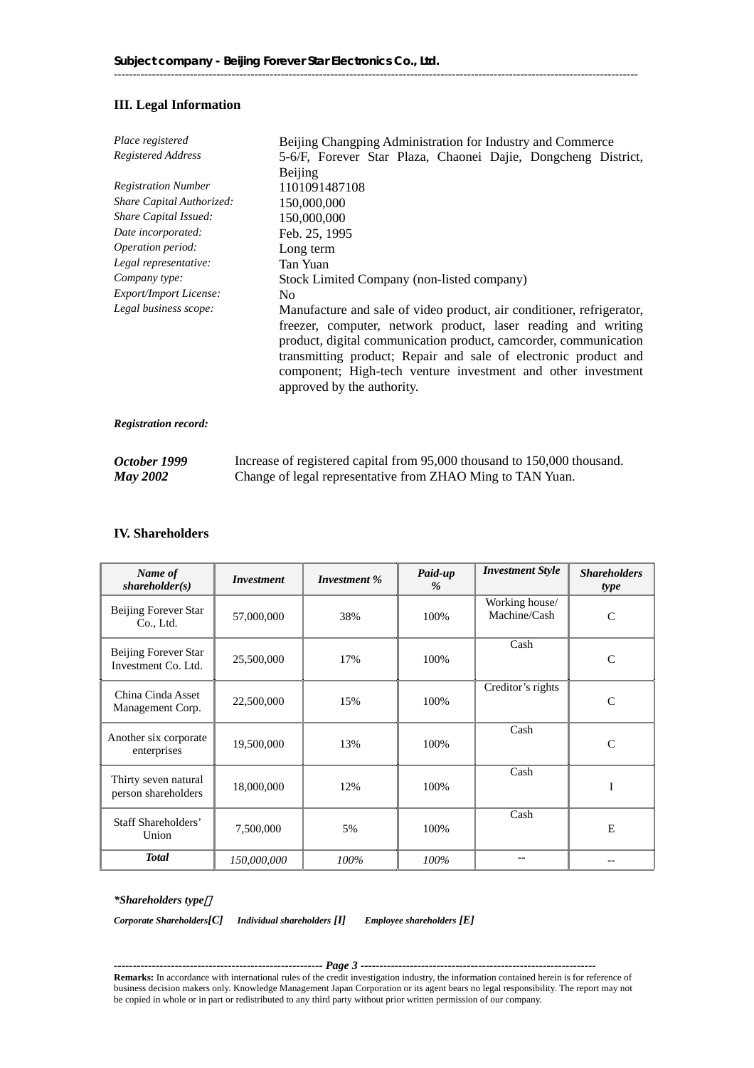### III. Legal Information

| | |
|---|---|
| *Place registered* | Beijing Changping Administration for Industry and Commerce |
| *Registered Address* | 5-6/F, Forever Star Plaza, Chaonei Dajie, Dongcheng District, Beijing |
| *Registration Number* | 1101091487108 |
| *Share Capital Authorized:* | 150,000,000 |
| *Share Capital Issued:* | 150,000,000 |
| *Date incorporated:* | Feb. 25, 1995 |
| *Operation period:* | Long term |
| *Legal representative:* | Tan Yuan |
| *Company type:* | Stock Limited Company (non-listed company) |
| *Export/Import License:* | No |
| *Legal business scope:* | Manufacture and sale of video product, air conditioner, refrigerator, freezer, computer, network product, laser reading and writing product, digital communication product, camcorder, communication transmitting product; Repair and sale of electronic product and component; High-tech venture investment and other investment approved by the authority. |

***Registration record:***

| | |
|---|---|
| ***October 1999*** | Increase of registered capital from 95,000 thousand to 150,000 thousand. |
| ***May 2002*** | Change of legal representative from ZHAO Ming to TAN Yuan. |

### IV. Shareholders

| *Name of shareholder(s)* | *Investment* | *Investment %* | *Paid-up %* | *Investment Style* | *Shareholders type* |
|---|---|---|---|---|---|
| Beijing Forever Star Co., Ltd. | 57,000,000 | 38% | 100% | Working house/ Machine/Cash | C |
| Beijing Forever Star Investment Co. Ltd. | 25,500,000 | 17% | 100% | Cash | C |
| China Cinda Asset Management Corp. | 22,500,000 | 15% | 100% | Creditor's rights | C |
| Another six corporate enterprises | 19,500,000 | 13% | 100% | Cash | C |
| Thirty seven natural person shareholders | 18,000,000 | 12% | 100% | Cash | I |
| Staff Shareholders' Union | 7,500,000 | 5% | 100% | Cash | E |
| ***Total*** | *150,000,000* | *100%* | *100%* | -- | -- |

***Shareholders type：***

***Corporate Shareholders[C]*** ***Individual shareholders [I]*** ***Employee shareholders [E]***

**Remarks:** In accordance with international rules of the credit investigation industry, the information contained herein is for reference of business decision makers only. Knowledge Management Japan Corporation or its agent bears no legal responsibility. The report may not be copied in whole or in part or redistributed to any third party without prior written permission of our company.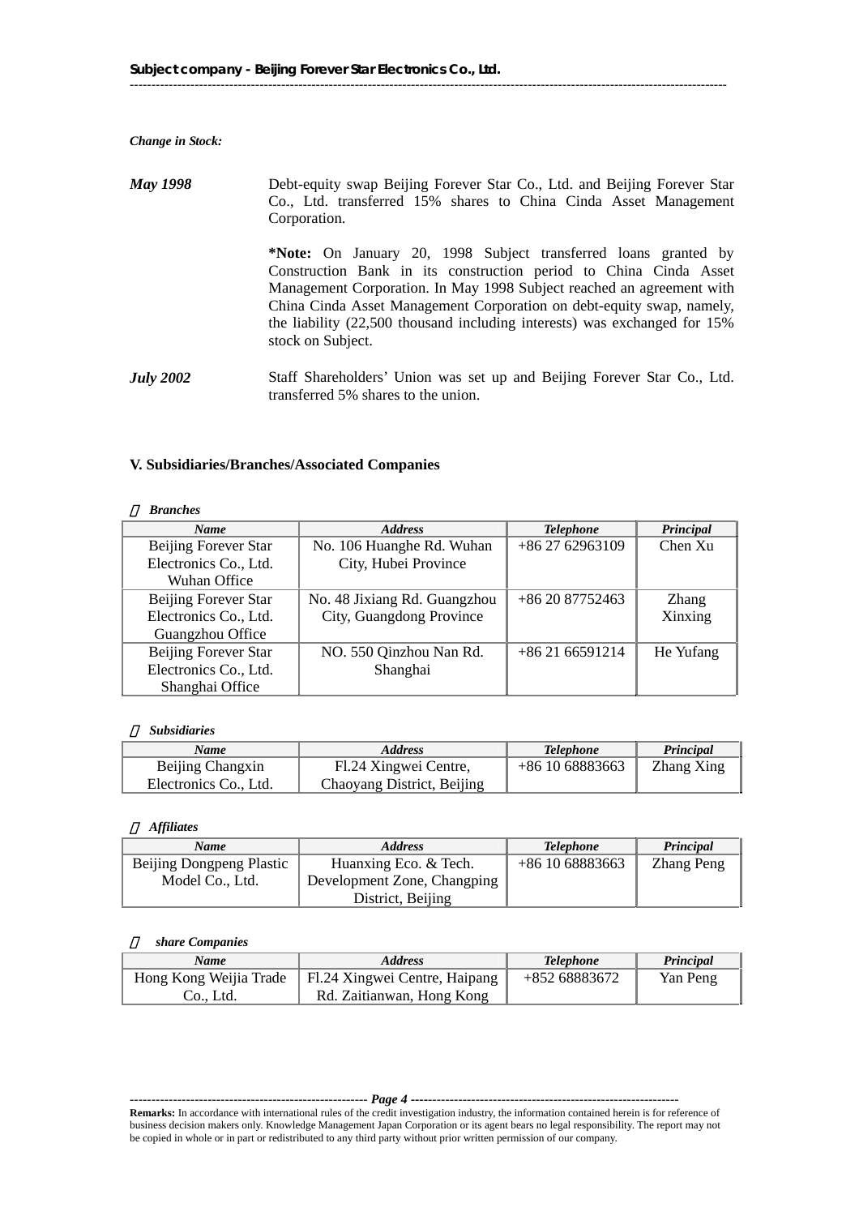*Change in Stock:*

***May 1998*** Debt-equity swap Beijing Forever Star Co., Ltd. and Beijing Forever Star Co., Ltd. transferred 15% shares to China Cinda Asset Management Corporation.

**\*Note:** On January 20, 1998 Subject transferred loans granted by Construction Bank in its construction period to China Cinda Asset Management Corporation. In May 1998 Subject reached an agreement with China Cinda Asset Management Corporation on debt-equity swap, namely, the liability (22,500 thousand including interests) was exchanged for 15% stock on Subject.

***July 2002*** Staff Shareholders' Union was set up and Beijing Forever Star Co., Ltd. transferred 5% shares to the union.

### V. Subsidiaries/Branches/Associated Companies

*Branches*

| *Name* | *Address* | *Telephone* | *Principal* |
|---|---|---|---|
| Beijing Forever Star Electronics Co., Ltd. Wuhan Office | No. 106 Huanghe Rd. Wuhan City, Hubei Province | +86 27 62963109 | Chen Xu |
| Beijing Forever Star Electronics Co., Ltd. Guangzhou Office | No. 48 Jixiang Rd. Guangzhou City, Guangdong Province | +86 20 87752463 | Zhang Xinxing |
| Beijing Forever Star Electronics Co., Ltd. Shanghai Office | NO. 550 Qinzhou Nan Rd. Shanghai | +86 21 66591214 | He Yufang |

*Subsidiaries*

| *Name* | *Address* | *Telephone* | *Principal* |
|---|---|---|---|
| Beijing Changxin Electronics Co., Ltd. | Fl.24 Xingwei Centre, Chaoyang District, Beijing | +86 10 68883663 | Zhang Xing |

*Affiliates*

| *Name* | *Address* | *Telephone* | *Principal* |
|---|---|---|---|
| Beijing Dongpeng Plastic Model Co., Ltd. | Huanxing Eco. & Tech. Development Zone, Changping District, Beijing | +86 10 68883663 | Zhang Peng |

*share Companies*

| *Name* | *Address* | *Telephone* | *Principal* |
|---|---|---|---|
| Hong Kong Weijia Trade Co., Ltd. | Fl.24 Xingwei Centre, Haipang Rd. Zaitianwan, Hong Kong | +852 68883672 | Yan Peng |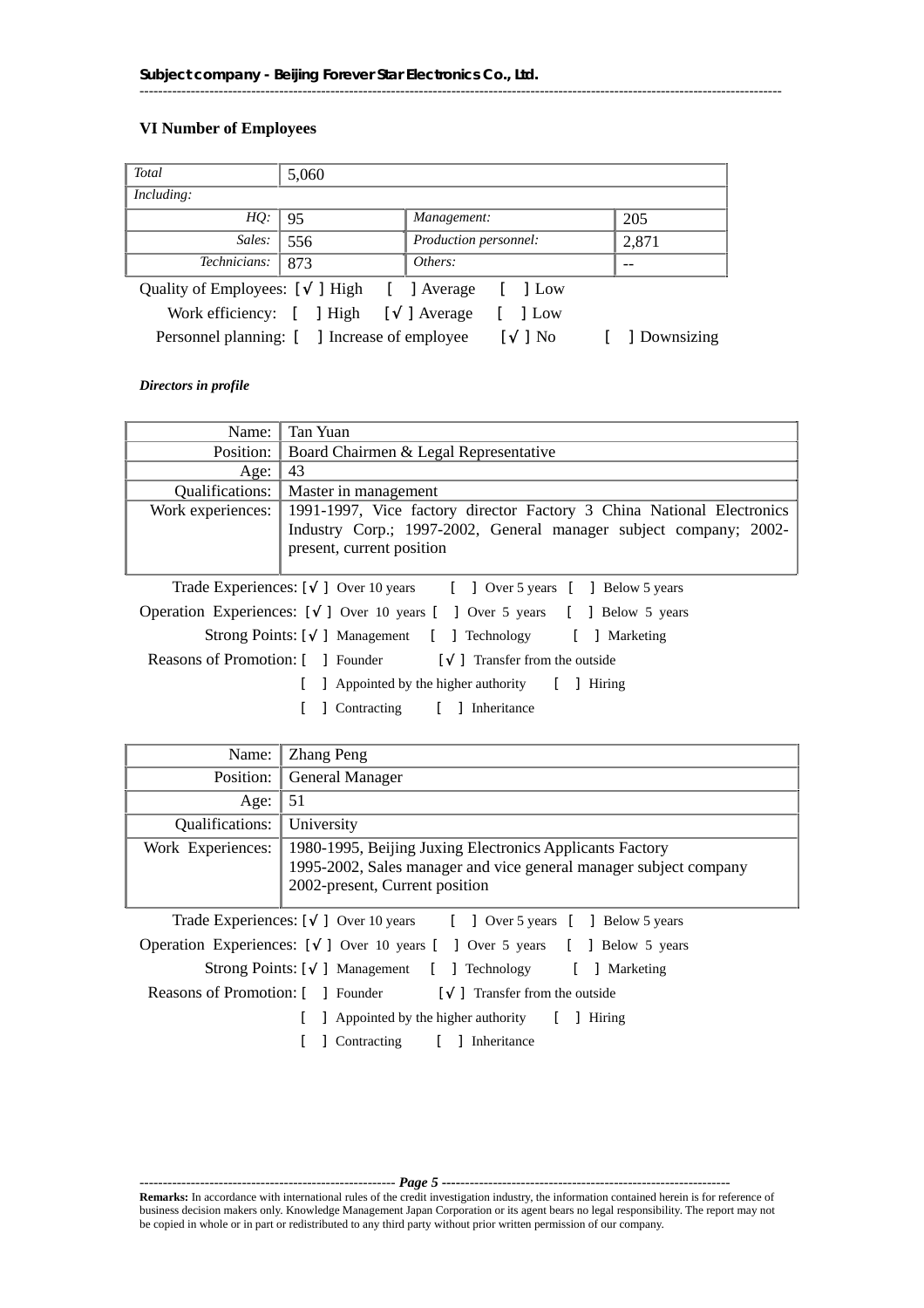## VI Number of Employees

| *Total* | 5,060 | | |
|---|---|---|---|
| *Including:* | | | |
| *HQ:* | 95 | *Management:* | 205 |
| *Sales:* | 556 | *Production personnel:* | 2,871 |
| *Technicians:* | 873 | *Others:* | -- |

Quality of Employees: [√ ] High [ ] Average [ ] Low

Work efficiency: [ ] High [√ ] Average [ ] Low

Personnel planning: [ ] Increase of employee [√ ] No [ ] Downsizing

***Directors in profile***

| Name: | Tan Yuan |
|---|---|
| Position: | Board Chairmen & Legal Representative |
| Age: | 43 |
| Qualifications: | Master in management |
| Work experiences: | 1991-1997, Vice factory director Factory 3 China National Electronics Industry Corp.; 1997-2002, General manager subject company; 2002-present, current position |

Trade Experiences: [√ ] Over 10 years [ ] Over 5 years [ ] Below 5 years

Operation Experiences: [√ ] Over 10 years [ ] Over 5 years [ ] Below 5 years

Strong Points: [√ ] Management [ ] Technology [ ] Marketing

Reasons of Promotion: [ ] Founder [√ ] Transfer from the outside

[ ] Appointed by the higher authority [ ] Hiring

[ ] Contracting [ ] Inheritance

| Name: | Zhang Peng |
|---|---|
| Position: | General Manager |
| Age: | 51 |
| Qualifications: | University |
| Work Experiences: | 1980-1995, Beijing Juxing Electronics Applicants Factory<br>1995-2002, Sales manager and vice general manager subject company<br>2002-present, Current position |

Trade Experiences: [√ ] Over 10 years [ ] Over 5 years [ ] Below 5 years

Operation Experiences: [√ ] Over 10 years [ ] Over 5 years [ ] Below 5 years

Strong Points: [√ ] Management [ ] Technology [ ] Marketing

Reasons of Promotion: [ ] Founder [√ ] Transfer from the outside

[ ] Appointed by the higher authority [ ] Hiring

[ ] Contracting [ ] Inheritance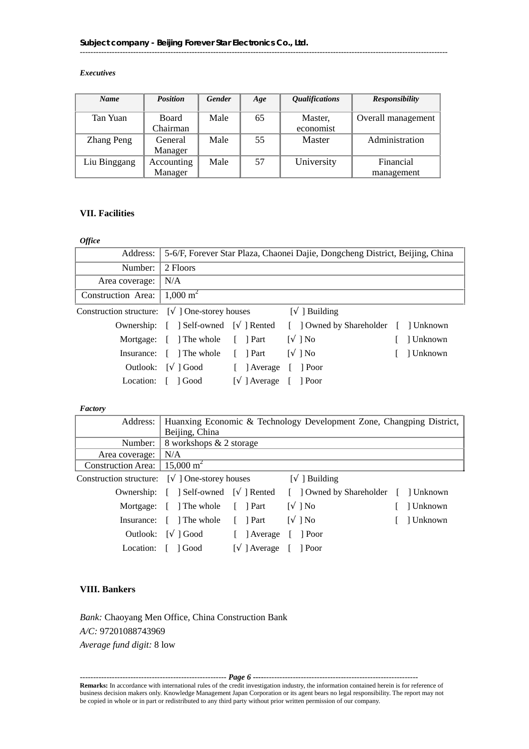*Executives*

| *Name* | *Position* | *Gender* | *Age* | *Qualifications* | *Responsibility* |
|---|---|---|---|---|---|
| Tan Yuan | Board Chairman | Male | 65 | Master, economist | Overall management |
| Zhang Peng | General Manager | Male | 55 | Master | Administration |
| Liu Binggang | Accounting Manager | Male | 57 | University | Financial management |

## VII. Facilities

*Office*

| | |
|---|---|
| Address: | 5-6/F, Forever Star Plaza, Chaonei Dajie, Dongcheng District, Beijing, China |
| Number: | 2 Floors |
| Area coverage: | N/A |
| Construction Area: | 1,000 $m^2$ |

Construction structure: [√ ] One-storey houses [√ ] Building

Ownership: [ ] Self-owned [√ ] Rented [ ] Owned by Shareholder [ ] Unknown

Mortgage: [ ] The whole [ ] Part [√ ] No [ ] Unknown

Insurance: [ ] The whole [ ] Part [√ ] No [ ] Unknown

Outlook: [√ ] Good [ ] Average [ ] Poor

Location: [ ] Good [√ ] Average [ ] Poor

*Factory*

| | |
|---|---|
| Address: | Huanxing Economic & Technology Development Zone, Changping District, Beijing, China |
| Number: | 8 workshops & 2 storage |
| Area coverage: | N/A |
| Construction Area: | 15,000 $m^2$ |

Construction structure: [√ ] One-storey houses [√ ] Building

Ownership: [ ] Self-owned [√ ] Rented [ ] Owned by Shareholder [ ] Unknown

Mortgage: [ ] The whole [ ] Part [√ ] No [ ] Unknown

Insurance: [ ] The whole [ ] Part [√ ] No [ ] Unknown

Outlook: [√ ] Good [ ] Average [ ] Poor

Location: [ ] Good [√ ] Average [ ] Poor

## VIII. Bankers

*Bank:* Chaoyang Men Office, China Construction Bank

*A/C:* 97201088743969

*Average fund digit:* 8 low

**Remarks:** In accordance with international rules of the credit investigation industry, the information contained herein is for reference of business decision makers only. Knowledge Management Japan Corporation or its agent bears no legal responsibility. The report may not be copied in whole or in part or redistributed to any third party without prior written permission of our company.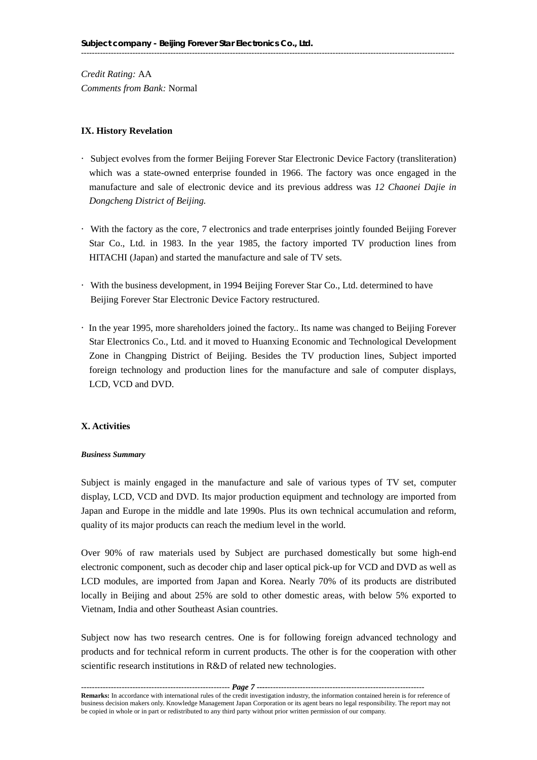*Credit Rating:* AA
*Comments from Bank:* Normal

## IX. History Revelation

- Subject evolves from the former Beijing Forever Star Electronic Device Factory (transliteration) which was a state-owned enterprise founded in 1966. The factory was once engaged in the manufacture and sale of electronic device and its previous address was *12 Chaonei Dajie in Dongcheng District of Beijing.*

- With the factory as the core, 7 electronics and trade enterprises jointly founded Beijing Forever Star Co., Ltd. in 1983. In the year 1985, the factory imported TV production lines from HITACHI (Japan) and started the manufacture and sale of TV sets.

- With the business development, in 1994 Beijing Forever Star Co., Ltd. determined to have Beijing Forever Star Electronic Device Factory restructured.

- In the year 1995, more shareholders joined the factory.. Its name was changed to Beijing Forever Star Electronics Co., Ltd. and it moved to Huanxing Economic and Technological Development Zone in Changping District of Beijing. Besides the TV production lines, Subject imported foreign technology and production lines for the manufacture and sale of computer displays, LCD, VCD and DVD.

## X. Activities

***Business Summary***

Subject is mainly engaged in the manufacture and sale of various types of TV set, computer display, LCD, VCD and DVD. Its major production equipment and technology are imported from Japan and Europe in the middle and late 1990s. Plus its own technical accumulation and reform, quality of its major products can reach the medium level in the world.

Over 90% of raw materials used by Subject are purchased domestically but some high-end electronic component, such as decoder chip and laser optical pick-up for VCD and DVD as well as LCD modules, are imported from Japan and Korea. Nearly 70% of its products are distributed locally in Beijing and about 25% are sold to other domestic areas, with below 5% exported to Vietnam, India and other Southeast Asian countries.

Subject now has two research centres. One is for following foreign advanced technology and products and for technical reform in current products. The other is for the cooperation with other scientific research institutions in R&D of related new technologies.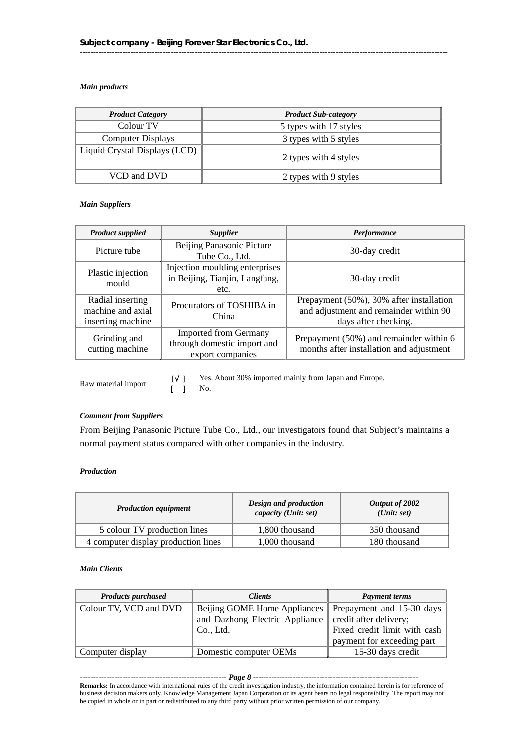*Main products*

| *Product Category* | *Product Sub-category* |
|---|---|
| Colour TV | 5 types with 17 styles |
| Computer Displays | 3 types with 5 styles |
| Liquid Crystal Displays (LCD) | 2 types with 4 styles |
| VCD and DVD | 2 types with 9 styles |

*Main Suppliers*

| *Product supplied* | *Supplier* | *Performance* |
|---|---|---|
| Picture tube | Beijing Panasonic Picture Tube Co., Ltd. | 30-day credit |
| Plastic injection mould | Injection moulding enterprises in Beijing, Tianjin, Langfang, etc. | 30-day credit |
| Radial inserting machine and axial inserting machine | Procurators of TOSHIBA in China | Prepayment (50%), 30% after installation and adjustment and remainder within 90 days after checking. |
| Grinding and cutting machine | Imported from Germany through domestic import and export companies | Prepayment (50%) and remainder within 6 months after installation and adjustment |

Raw material import
[√] Yes. About 30% imported mainly from Japan and Europe.
[ ] No.

*Comment from Suppliers*

From Beijing Panasonic Picture Tube Co., Ltd., our investigators found that Subject's maintains a normal payment status compared with other companies in the industry.

*Production*

| *Production equipment* | *Design and production capacity (Unit: set)* | *Output of 2002 (Unit: set)* |
|---|---|---|
| 5 colour TV production lines | 1,800 thousand | 350 thousand |
| 4 computer display production lines | 1,000 thousand | 180 thousand |

*Main Clients*

| *Products purchased* | *Clients* | *Payment terms* |
|---|---|---|
| Colour TV, VCD and DVD | Beijing GOME Home Appliances and Dazhong Electric Appliance Co., Ltd. | Prepayment and 15-30 days credit after delivery; Fixed credit limit with cash payment for exceeding part |
| Computer display | Domestic computer OEMs | 15-30 days credit |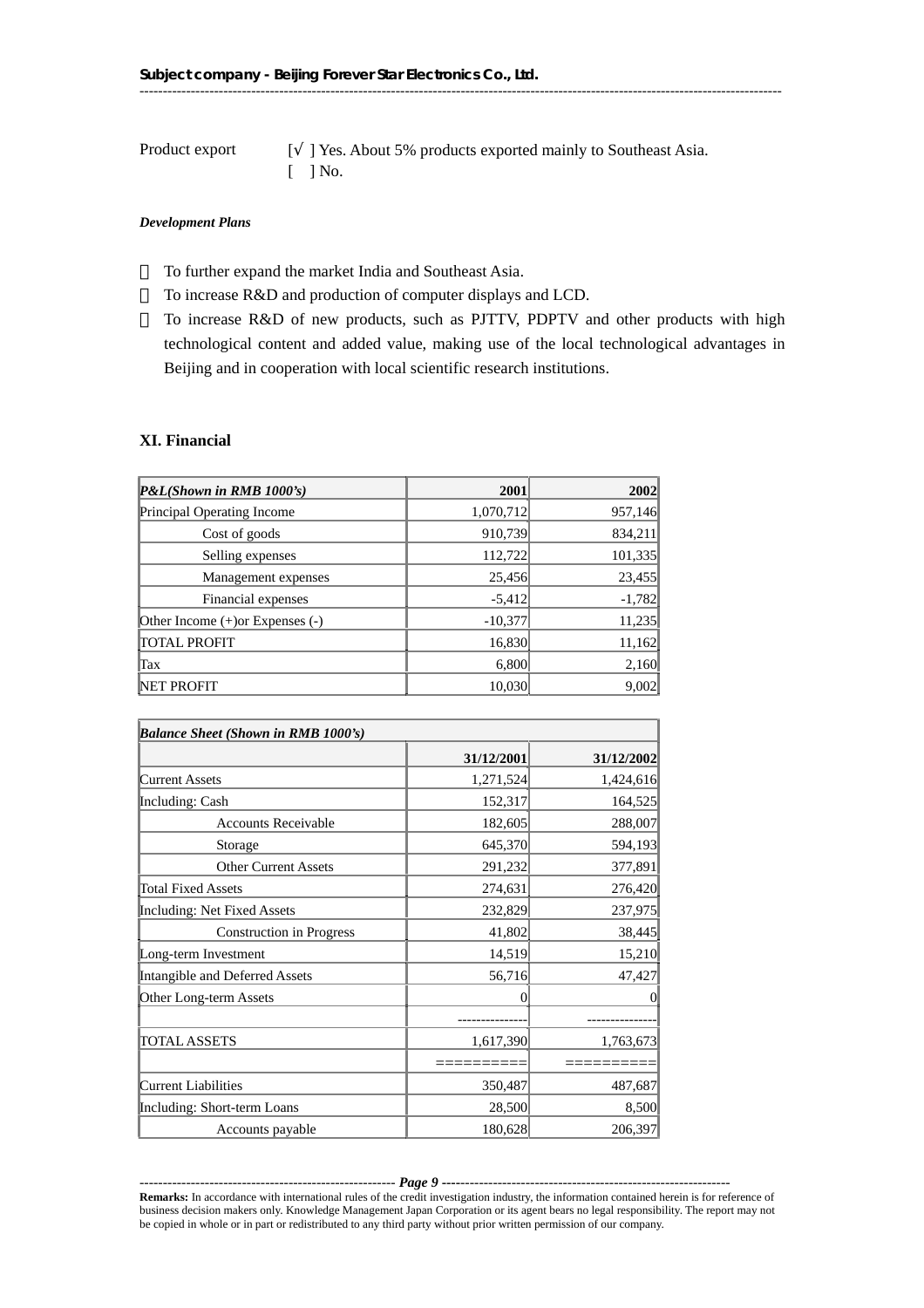Product export [√ ] Yes. About 5% products exported mainly to Southeast Asia.
[ ] No.

***Development Plans***

- To further expand the market India and Southeast Asia.
- To increase R&D and production of computer displays and LCD.
- To increase R&D of new products, such as PJTTV, PDPTV and other products with high technological content and added value, making use of the local technological advantages in Beijing and in cooperation with local scientific research institutions.

## XI. Financial

| *P&L(Shown in RMB 1000's)* | 2001 | 2002 |
|---|---|---|
| Principal Operating Income | 1,070,712 | 957,146 |
| Cost of goods | 910,739 | 834,211 |
| Selling expenses | 112,722 | 101,335 |
| Management expenses | 25,456 | 23,455 |
| Financial expenses | -5,412 | -1,782 |
| Other Income (+)or Expenses (-) | -10,377 | 11,235 |
| TOTAL PROFIT | 16,830 | 11,162 |
| Tax | 6,800 | 2,160 |
| NET PROFIT | 10,030 | 9,002 |

| *Balance Sheet (Shown in RMB 1000's)* | | |
|---|---|---|
| | 31/12/2001 | 31/12/2002 |
| Current Assets | 1,271,524 | 1,424,616 |
| Including: Cash | 152,317 | 164,525 |
| Accounts Receivable | 182,605 | 288,007 |
| Storage | 645,370 | 594,193 |
| Other Current Assets | 291,232 | 377,891 |
| Total Fixed Assets | 274,631 | 276,420 |
| Including: Net Fixed Assets | 232,829 | 237,975 |
| Construction in Progress | 41,802 | 38,445 |
| Long-term Investment | 14,519 | 15,210 |
| Intangible and Deferred Assets | 56,716 | 47,427 |
| Other Long-term Assets | 0 | 0 |
| | --------------- | --------------- |
| TOTAL ASSETS | 1,617,390 | 1,763,673 |
| | ========== | ========== |
| Current Liabilities | 350,487 | 487,687 |
| Including: Short-term Loans | 28,500 | 8,500 |
| Accounts payable | 180,628 | 206,397 |

**Remarks:** In accordance with international rules of the credit investigation industry, the information contained herein is for reference of business decision makers only. Knowledge Management Japan Corporation or its agent bears no legal responsibility. The report may not be copied in whole or in part or redistributed to any third party without prior written permission of our company.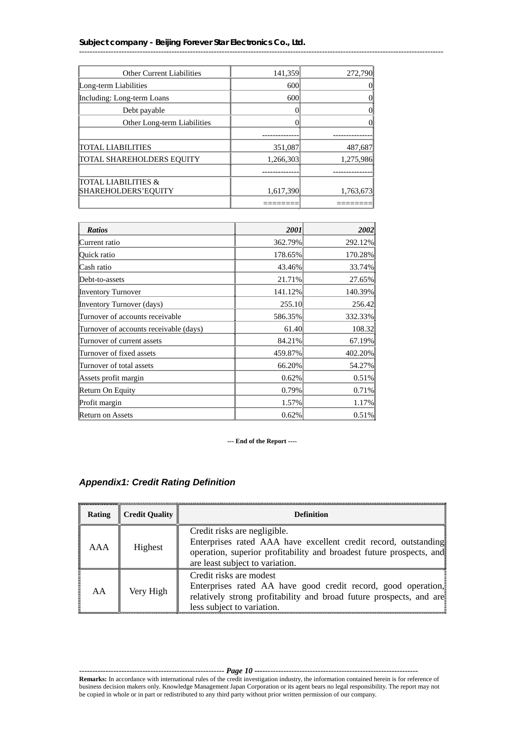| | | |
|---|---|---|
| Other Current Liabilities | 141,359 | 272,790 |
| Long-term Liabilities | 600 | 0 |
| Including: Long-term Loans | 600 | 0 |
| Debt payable | 0 | 0 |
| Other Long-term Liabilities | 0 | 0 |
| | ------------- | -------------- |
| TOTAL LIABILITIES | 351,087 | 487,687 |
| TOTAL SHAREHOLDERS EQUITY | 1,266,303 | 1,275,986 |
| | ------------- | -------------- |
| TOTAL LIABILITIES & SHAREHOLDERS'EQUITY | 1,617,390 | 1,763,673 |
| | ======== | ======== |

| *Ratios* | *2001* | *2002* |
|---|---|---|
| Current ratio | 362.79% | 292.12% |
| Quick ratio | 178.65% | 170.28% |
| Cash ratio | 43.46% | 33.74% |
| Debt-to-assets | 21.71% | 27.65% |
| Inventory Turnover | 141.12% | 140.39% |
| Inventory Turnover (days) | 255.10 | 256.42 |
| Turnover of accounts receivable | 586.35% | 332.33% |
| Turnover of accounts receivable (days) | 61.40 | 108.32 |
| Turnover of current assets | 84.21% | 67.19% |
| Turnover of fixed assets | 459.87% | 402.20% |
| Turnover of total assets | 66.20% | 54.27% |
| Assets profit margin | 0.62% | 0.51% |
| Return On Equity | 0.79% | 0.71% |
| Profit margin | 1.57% | 1.17% |
| Return on Assets | 0.62% | 0.51% |

**--- End of the Report ----**

### *Appendix1: Credit Rating Definition*

| Rating | Credit Quality | Definition |
|---|---|---|
| AAA | Highest | Credit risks are negligible. Enterprises rated AAA have excellent credit record, outstanding operation, superior profitability and broadest future prospects, and are least subject to variation. |
| AA | Very High | Credit risks are modest Enterprises rated AA have good credit record, good operation, relatively strong profitability and broad future prospects, and are less subject to variation. |

**Remarks:** In accordance with international rules of the credit investigation industry, the information contained herein is for reference of business decision makers only. Knowledge Management Japan Corporation or its agent bears no legal responsibility. The report may not be copied in whole or in part or redistributed to any third party without prior written permission of our company.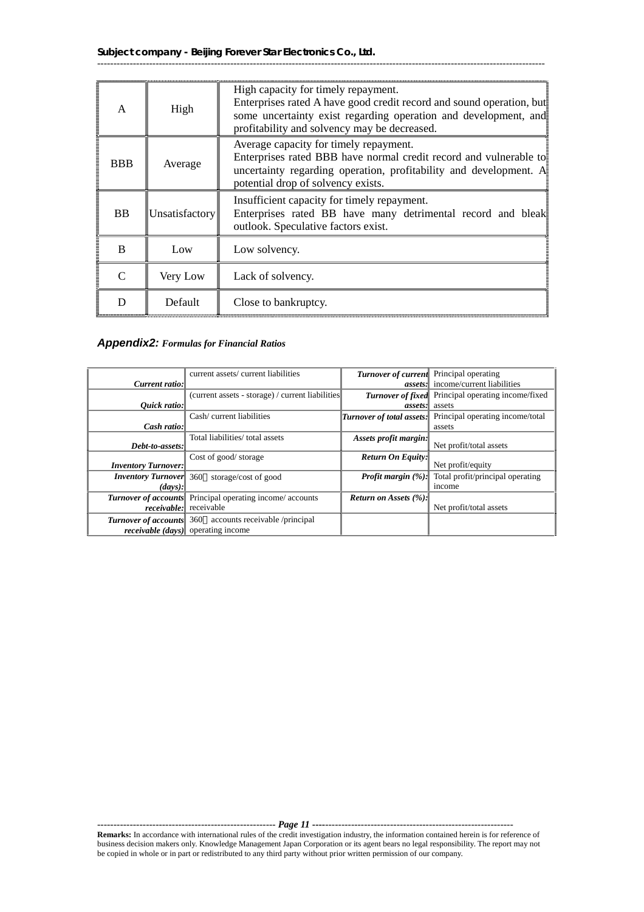| | | |
|---|---|---|
| A | High | High capacity for timely repayment.<br>Enterprises rated A have good credit record and sound operation, but some uncertainty exist regarding operation and development, and profitability and solvency may be decreased. |
| BBB | Average | Average capacity for timely repayment.<br>Enterprises rated BBB have normal credit record and vulnerable to uncertainty regarding operation, profitability and development. A potential drop of solvency exists. |
| BB | Unsatisfactory | Insufficient capacity for timely repayment.<br>Enterprises rated BB have many detrimental record and bleak outlook. Speculative factors exist. |
| B | Low | Low solvency. |
| C | Very Low | Lack of solvency. |
| D | Default | Close to bankruptcy. |

## *Appendix2: Formulas for Financial Ratios*

| | | | |
|---|---|---|---|
| ***Current ratio:*** | current assets/ current liabilities | ***Turnover of current assets:*** | Principal operating income/current liabilities |
| ***Quick ratio:*** | (current assets - storage) / current liabilities | ***Turnover of fixed assets:*** | Principal operating income/fixed assets |
| ***Cash ratio:*** | Cash/ current liabilities | ***Turnover of total assets:*** | Principal operating income/total assets |
| ***Debt-to-assets:*** | Total liabilities/ total assets | ***Assets profit margin:*** | Net profit/total assets |
| ***Inventory Turnover:*** | Cost of good/ storage | ***Return On Equity:*** | Net profit/equity |
| ***Inventory Turnover (days):*** | 360 storage/cost of good | ***Profit margin (%):*** | Total profit/principal operating income |
| ***Turnover of accounts receivable:*** | Principal operating income/ accounts receivable | ***Return on Assets (%):*** | Net profit/total assets |
| ***Turnover of accounts receivable (days)*** | 360 accounts receivable /principal operating income | | |

**Remarks:** In accordance with international rules of the credit investigation industry, the information contained herein is for reference of business decision makers only. Knowledge Management Japan Corporation or its agent bears no legal responsibility. The report may not be copied in whole or in part or redistributed to any third party without prior written permission of our company.